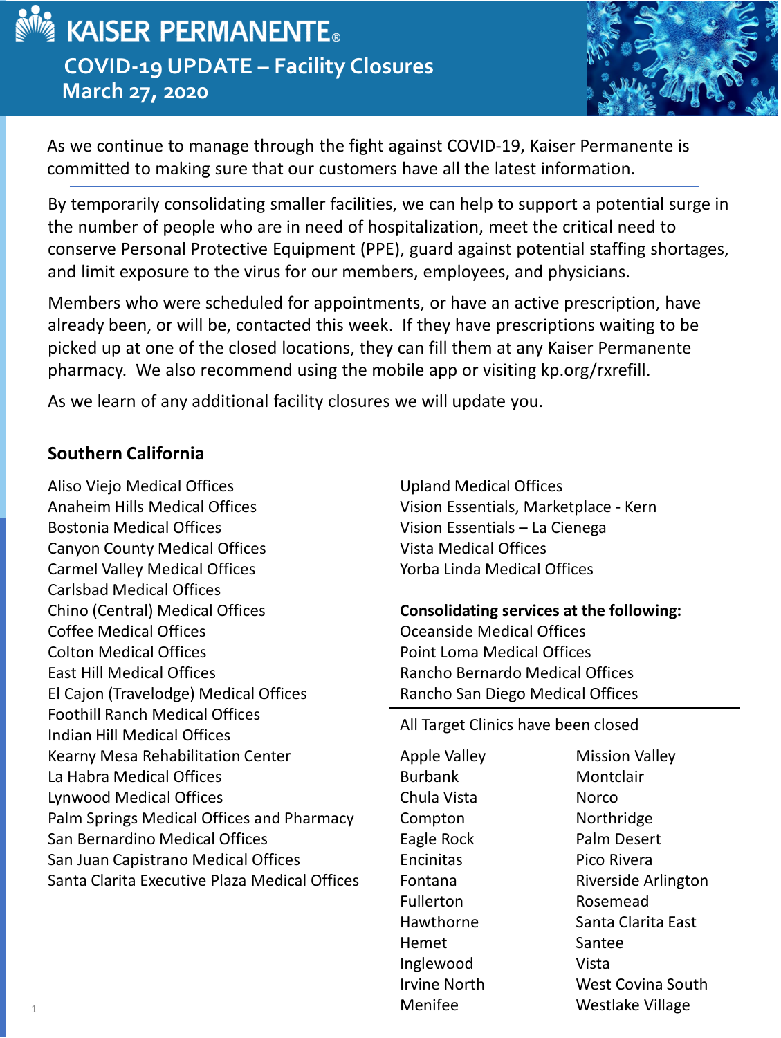# KAISER PERMANENTE®

## COVID-19 UPDATE – Facility Closures

March 27, 2020

As we continue to manage through the fight against COVID-19, Kaiser Permanente is committed to making sure that our customers have all the latest information.

---

By temporarily consolidating smaller facilities, we can help to support a potential surge in the number of people who are in need of hospitalization, meet the critical need to conserve Personal Protective Equipment (PPE), guard against potential staffing shortages, and limit exposure to the virus for our members, employees, and physicians.

Members who were scheduled for appointments, or have an active prescription, have already been, or will be, contacted this week. If they have prescriptions waiting to be picked up at one of the closed locations, they can fill them at any Kaiser Permanente pharmacy. We also recommend using the mobile app or visiting kp.org/rxrefill.

As we learn of any additional facility closures we will update you.

### Southern California

Aliso Viejo Medical Offices
Anaheim Hills Medical Offices
Bostonia Medical Offices
Canyon County Medical Offices
Carmel Valley Medical Offices
Carlsbad Medical Offices
Chino (Central) Medical Offices
Coffee Medical Offices
Colton Medical Offices
East Hill Medical Offices
El Cajon (Travelodge) Medical Offices
Foothill Ranch Medical Offices
Indian Hill Medical Offices
Kearny Mesa Rehabilitation Center
La Habra Medical Offices
Lynwood Medical Offices
Palm Springs Medical Offices and Pharmacy
San Bernardino Medical Offices
San Juan Capistrano Medical Offices
Santa Clarita Executive Plaza Medical Offices
Upland Medical Offices
Vision Essentials, Marketplace - Kern
Vision Essentials – La Cienega
Vista Medical Offices
Yorba Linda Medical Offices

**Consolidating services at the following:**

Oceanside Medical Offices
Point Loma Medical Offices
Rancho Bernardo Medical Offices
Rancho San Diego Medical Offices

---

All Target Clinics have been closed

Apple Valley
Burbank
Chula Vista
Compton
Eagle Rock
Encinitas
Fontana
Fullerton
Hawthorne
Hemet
Inglewood
Irvine North
Menifee
Mission Valley
Montclair
Norco
Northridge
Palm Desert
Pico Rivera
Riverside Arlington
Rosemead
Santa Clarita East
Santee
Vista
West Covina South
Westlake Village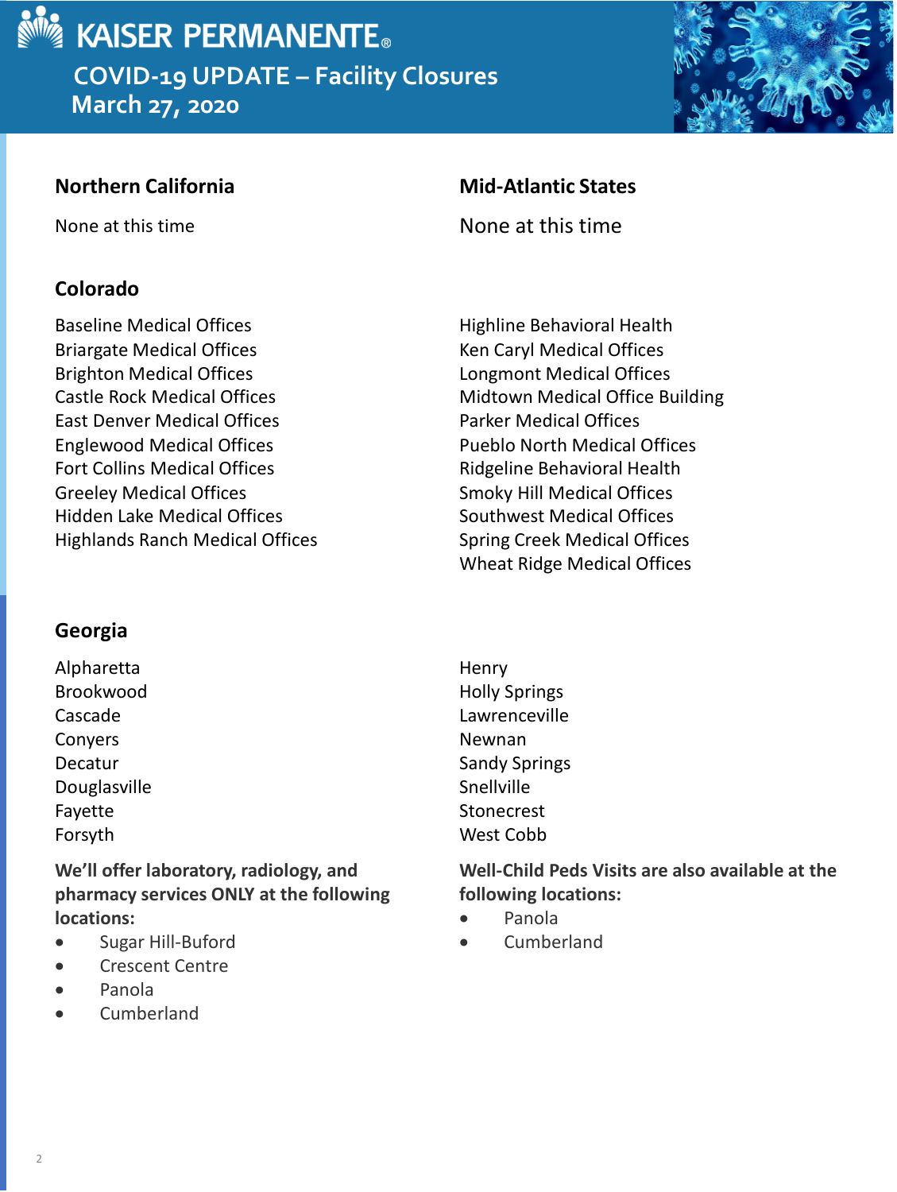# KAISER PERMANENTE

## COVID-19 UPDATE – Facility Closures

March 27, 2020

### Northern California

None at this time

### Mid-Atlantic States

None at this time

### Colorado

Baseline Medical Offices
Briargate Medical Offices
Brighton Medical Offices
Castle Rock Medical Offices
East Denver Medical Offices
Englewood Medical Offices
Fort Collins Medical Offices
Greeley Medical Offices
Hidden Lake Medical Offices
Highlands Ranch Medical Offices
Highline Behavioral Health
Ken Caryl Medical Offices
Longmont Medical Offices
Midtown Medical Office Building
Parker Medical Offices
Pueblo North Medical Offices
Ridgeline Behavioral Health
Smoky Hill Medical Offices
Southwest Medical Offices
Spring Creek Medical Offices
Wheat Ridge Medical Offices

### Georgia

Alpharetta
Brookwood
Cascade
Conyers
Decatur
Douglasville
Fayette
Forsyth
Henry
Holly Springs
Lawrenceville
Newnan
Sandy Springs
Snellville
Stonecrest
West Cobb

**We'll offer laboratory, radiology, and pharmacy services ONLY at the following locations:**

- Sugar Hill-Buford
- Crescent Centre
- Panola
- Cumberland

**Well-Child Peds Visits are also available at the following locations:**

- Panola
- Cumberland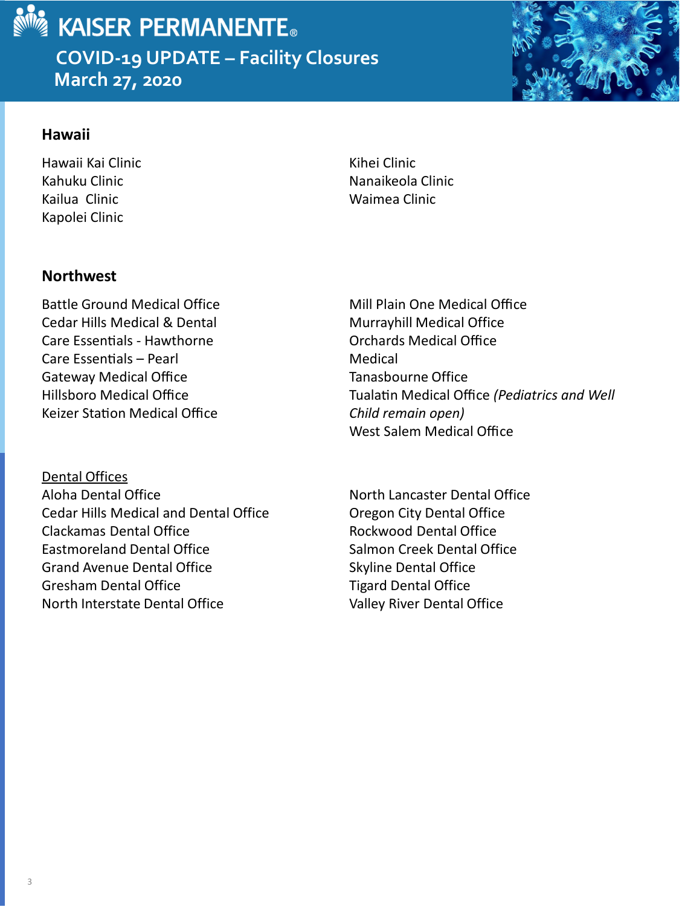# KAISER PERMANENTE

## COVID-19 UPDATE – Facility Closures

March 27, 2020

### Hawaii

Hawaii Kai Clinic
Kahuku Clinic
Kailua Clinic
Kapolei Clinic
Kihei Clinic
Nanaikeola Clinic
Waimea Clinic

### Northwest

Battle Ground Medical Office
Cedar Hills Medical & Dental
Care Essentials - Hawthorne
Care Essentials – Pearl
Gateway Medical Office
Hillsboro Medical Office
Keizer Station Medical Office
Mill Plain One Medical Office
Murrayhill Medical Office
Orchards Medical Office
Medical
Tanasbourne Office
Tualatin Medical Office *(Pediatrics and Well Child remain open)*
West Salem Medical Office

<u>Dental Offices</u>

Aloha Dental Office
Cedar Hills Medical and Dental Office
Clackamas Dental Office
Eastmoreland Dental Office
Grand Avenue Dental Office
Gresham Dental Office
North Interstate Dental Office
North Lancaster Dental Office
Oregon City Dental Office
Rockwood Dental Office
Salmon Creek Dental Office
Skyline Dental Office
Tigard Dental Office
Valley River Dental Office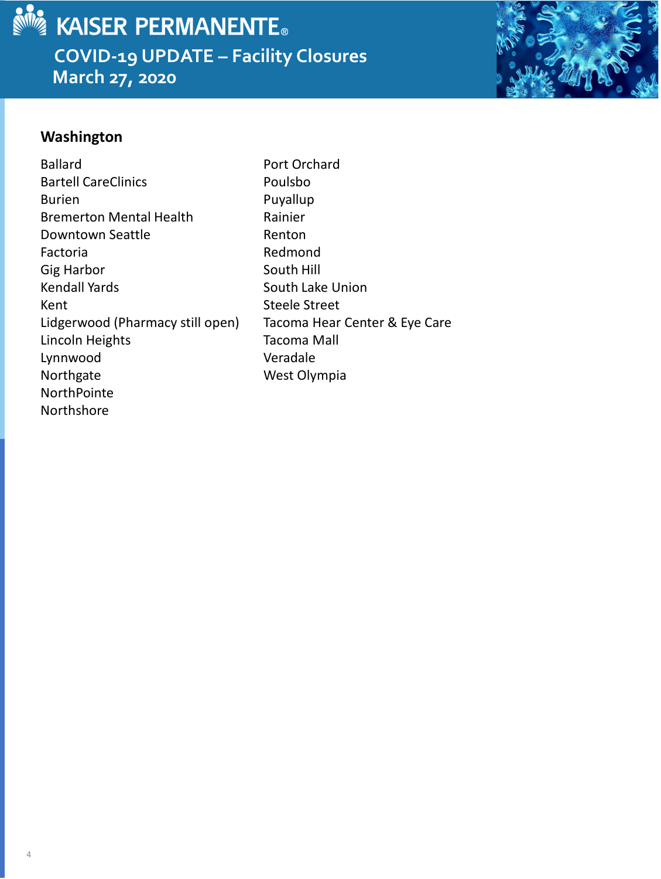# KAISER PERMANENTE®

## COVID-19 UPDATE – Facility Closures

## March 27, 2020

### Washington

- Ballard
- Bartell CareClinics
- Burien
- Bremerton Mental Health
- Downtown Seattle
- Factoria
- Gig Harbor
- Kendall Yards
- Kent
- Lidgerwood (Pharmacy still open)
- Lincoln Heights
- Lynnwood
- Northgate
- NorthPointe
- Northshore
- Port Orchard
- Poulsbo
- Puyallup
- Rainier
- Renton
- Redmond
- South Hill
- South Lake Union
- Steele Street
- Tacoma Hear Center & Eye Care
- Tacoma Mall
- Veradale
- West Olympia